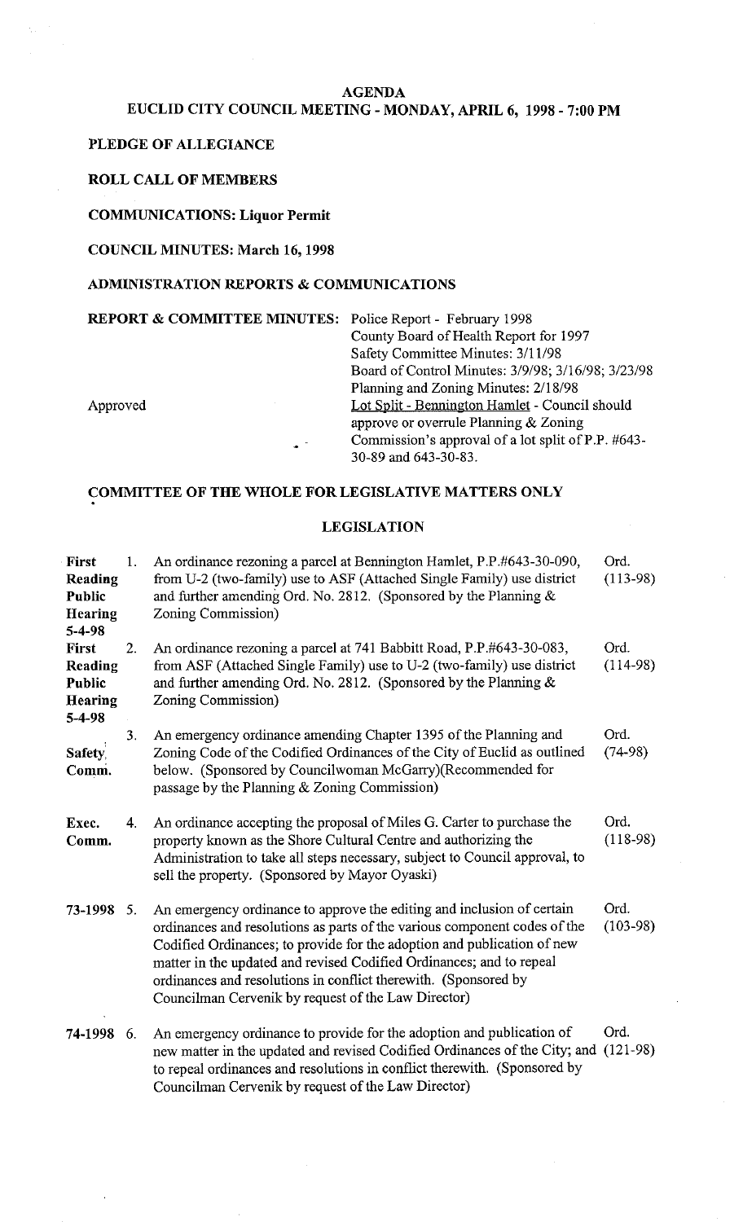## AGENDA

## EUCLID CITY COUNCIL MEETING - MONDAY, APRIL 6, 1998 - 7:00 PM

**PLEDGE OF ALLEGIANCE**

**ROLL CALL OF MEMBERS**

**COMMUNICATIONS: Liquor Permit**

**COUNCIL MINUTES: March 16, 1998**

**ADMINISTRATION REPORTS & COMMUNICATIONS**

**REPORT & COMMITTEE MINUTES:** Police Report - February 1998
County Board of Health Report for 1997
Safety Committee Minutes: 3/11/98
Board of Control Minutes: 3/9/98; 3/16/98; 3/23/98
Planning and Zoning Minutes: 2/18/98

Approved — Lot Split - Bennington Hamlet - Council should approve or overrule Planning & Zoning Commission's approval of a lot split of P.P. #643-30-89 and 643-30-83.

**COMMITTEE OF THE WHOLE FOR LEGISLATIVE MATTERS ONLY**

**LEGISLATION**

| | | | |
|---|---|---|---|
| **First Reading Public Hearing 5-4-98** | 1. | An ordinance rezoning a parcel at Bennington Hamlet, P.P.#643-30-090, from U-2 (two-family) use to ASF (Attached Single Family) use district and further amending Ord. No. 2812. (Sponsored by the Planning & Zoning Commission) | Ord. (113-98) |
| **First Reading Public Hearing 5-4-98** | 2. | An ordinance rezoning a parcel at 741 Babbitt Road, P.P.#643-30-083, from ASF (Attached Single Family) use to U-2 (two-family) use district and further amending Ord. No. 2812. (Sponsored by the Planning & Zoning Commission) | Ord. (114-98) |
| **Safety Comm.** | 3. | An emergency ordinance amending Chapter 1395 of the Planning and Zoning Code of the Codified Ordinances of the City of Euclid as outlined below. (Sponsored by Councilwoman McGarry)(Recommended for passage by the Planning & Zoning Commission) | Ord. (74-98) |
| **Exec. Comm.** | 4. | An ordinance accepting the proposal of Miles G. Carter to purchase the property known as the Shore Cultural Centre and authorizing the Administration to take all steps necessary, subject to Council approval, to sell the property. (Sponsored by Mayor Oyaski) | Ord. (118-98) |
| **73-1998** | 5. | An emergency ordinance to approve the editing and inclusion of certain ordinances and resolutions as parts of the various component codes of the Codified Ordinances; to provide for the adoption and publication of new matter in the updated and revised Codified Ordinances; and to repeal ordinances and resolutions in conflict therewith. (Sponsored by Councilman Cervenik by request of the Law Director) | Ord. (103-98) |
| **74-1998** | 6. | An emergency ordinance to provide for the adoption and publication of new matter in the updated and revised Codified Ordinances of the City; and to repeal ordinances and resolutions in conflict therewith. (Sponsored by Councilman Cervenik by request of the Law Director) | Ord. (121-98) |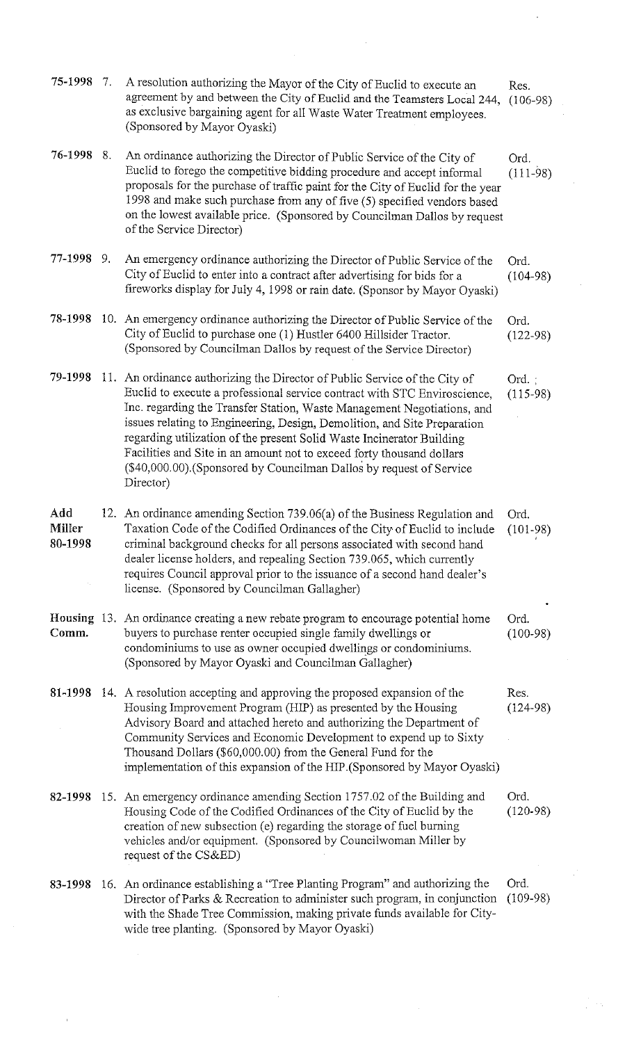| | | | |
|---|---|---|---|
| **75-1998** | 7. | A resolution authorizing the Mayor of the City of Euclid to execute an agreement by and between the City of Euclid and the Teamsters Local 244, as exclusive bargaining agent for all Waste Water Treatment employees. (Sponsored by Mayor Oyaski) | Res. (106-98) |
| **76-1998** | 8. | An ordinance authorizing the Director of Public Service of the City of Euclid to forego the competitive bidding procedure and accept informal proposals for the purchase of traffic paint for the City of Euclid for the year 1998 and make such purchase from any of five (5) specified vendors based on the lowest available price. (Sponsored by Councilman Dallos by request of the Service Director) | Ord. (111-98) |
| **77-1998** | 9. | An emergency ordinance authorizing the Director of Public Service of the City of Euclid to enter into a contract after advertising for bids for a fireworks display for July 4, 1998 or rain date. (Sponsor by Mayor Oyaski) | Ord. (104-98) |
| **78-1998** | 10. | An emergency ordinance authorizing the Director of Public Service of the City of Euclid to purchase one (1) Hustler 6400 Hillsider Tractor. (Sponsored by Councilman Dallos by request of the Service Director) | Ord. (122-98) |
| **79-1998** | 11. | An ordinance authorizing the Director of Public Service of the City of Euclid to execute a professional service contract with STC Enviroscience, Inc. regarding the Transfer Station, Waste Management Negotiations, and issues relating to Engineering, Design, Demolition, and Site Preparation regarding utilization of the present Solid Waste Incinerator Building Facilities and Site in an amount not to exceed forty thousand dollars ($40,000.00).(Sponsored by Councilman Dallos by request of Service Director) | Ord. (115-98) |
| **Add Miller 80-1998** | 12. | An ordinance amending Section 739.06(a) of the Business Regulation and Taxation Code of the Codified Ordinances of the City of Euclid to include criminal background checks for all persons associated with second hand dealer license holders, and repealing Section 739.065, which currently requires Council approval prior to the issuance of a second hand dealer's license. (Sponsored by Councilman Gallagher) | Ord. (101-98) |
| **Housing Comm.** | 13. | An ordinance creating a new rebate program to encourage potential home buyers to purchase renter occupied single family dwellings or condominiums to use as owner occupied dwellings or condominiums. (Sponsored by Mayor Oyaski and Councilman Gallagher) | Ord. (100-98) |
| **81-1998** | 14. | A resolution accepting and approving the proposed expansion of the Housing Improvement Program (HIP) as presented by the Housing Advisory Board and attached hereto and authorizing the Department of Community Services and Economic Development to expend up to Sixty Thousand Dollars ($60,000.00) from the General Fund for the implementation of this expansion of the HIP.(Sponsored by Mayor Oyaski) | Res. (124-98) |
| **82-1998** | 15. | An emergency ordinance amending Section 1757.02 of the Building and Housing Code of the Codified Ordinances of the City of Euclid by the creation of new subsection (e) regarding the storage of fuel burning vehicles and/or equipment. (Sponsored by Councilwoman Miller by request of the CS&ED) | Ord. (120-98) |
| **83-1998** | 16. | An ordinance establishing a "Tree Planting Program" and authorizing the Director of Parks & Recreation to administer such program, in conjunction with the Shade Tree Commission, making private funds available for City-wide tree planting. (Sponsored by Mayor Oyaski) | Ord. (109-98) |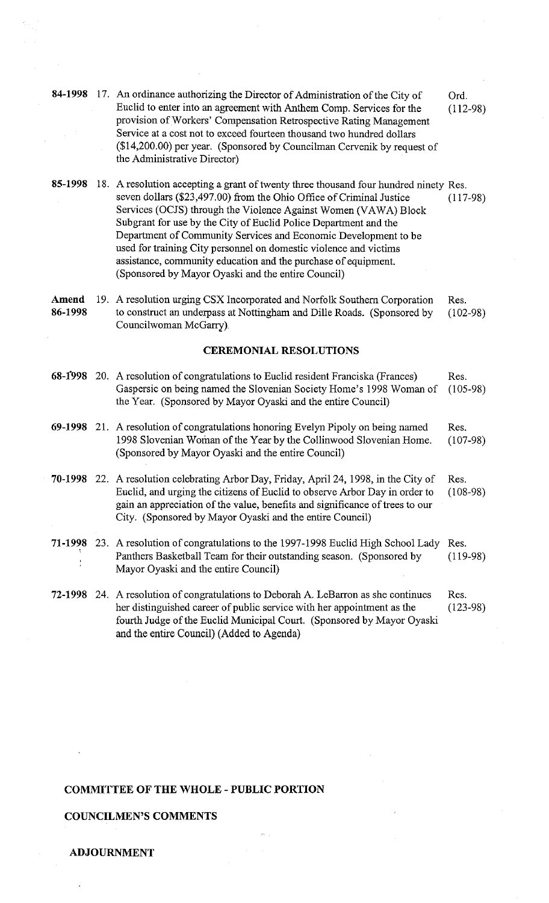**84-1998** 17. An ordinance authorizing the Director of Administration of the City of Euclid to enter into an agreement with Anthem Comp. Services for the provision of Workers' Compensation Retrospective Rating Management Service at a cost not to exceed fourteen thousand two hundred dollars ($14,200.00) per year. (Sponsored by Councilman Cervenik by request of the Administrative Director) Ord. (112-98)

**85-1998** 18. A resolution accepting a grant of twenty three thousand four hundred ninety seven dollars ($23,497.00) from the Ohio Office of Criminal Justice Services (OCJS) through the Violence Against Women (VAWA) Block Subgrant for use by the City of Euclid Police Department and the Department of Community Services and Economic Development to be used for training City personnel on domestic violence and victims assistance, community education and the purchase of equipment. (Sponsored by Mayor Oyaski and the entire Council) Res. (117-98)

**Amend 86-1998** 19. A resolution urging CSX Incorporated and Norfolk Southern Corporation to construct an underpass at Nottingham and Dille Roads. (Sponsored by Councilwoman McGarry). Res. (102-98)

## CEREMONIAL RESOLUTIONS

**68-1998** 20. A resolution of congratulations to Euclid resident Franciska (Frances) Gaspersic on being named the Slovenian Society Home's 1998 Woman of the Year. (Sponsored by Mayor Oyaski and the entire Council) Res. (105-98)

**69-1998** 21. A resolution of congratulations honoring Evelyn Pipoly on being named 1998 Slovenian Woman of the Year by the Collinwood Slovenian Home. (Sponsored by Mayor Oyaski and the entire Council) Res. (107-98)

**70-1998** 22. A resolution celebrating Arbor Day, Friday, April 24, 1998, in the City of Euclid, and urging the citizens of Euclid to observe Arbor Day in order to gain an appreciation of the value, benefits and significance of trees to our City. (Sponsored by Mayor Oyaski and the entire Council) Res. (108-98)

**71-1998** 23. A resolution of congratulations to the 1997-1998 Euclid High School Lady Panthers Basketball Team for their outstanding season. (Sponsored by Mayor Oyaski and the entire Council) Res. (119-98)

**72-1998** 24. A resolution of congratulations to Deborah A. LeBarron as she continues her distinguished career of public service with her appointment as the fourth Judge of the Euclid Municipal Court. (Sponsored by Mayor Oyaski and the entire Council) (Added to Agenda) Res. (123-98)

## COMMITTEE OF THE WHOLE - PUBLIC PORTION

## COUNCILMEN'S COMMENTS

## ADJOURNMENT